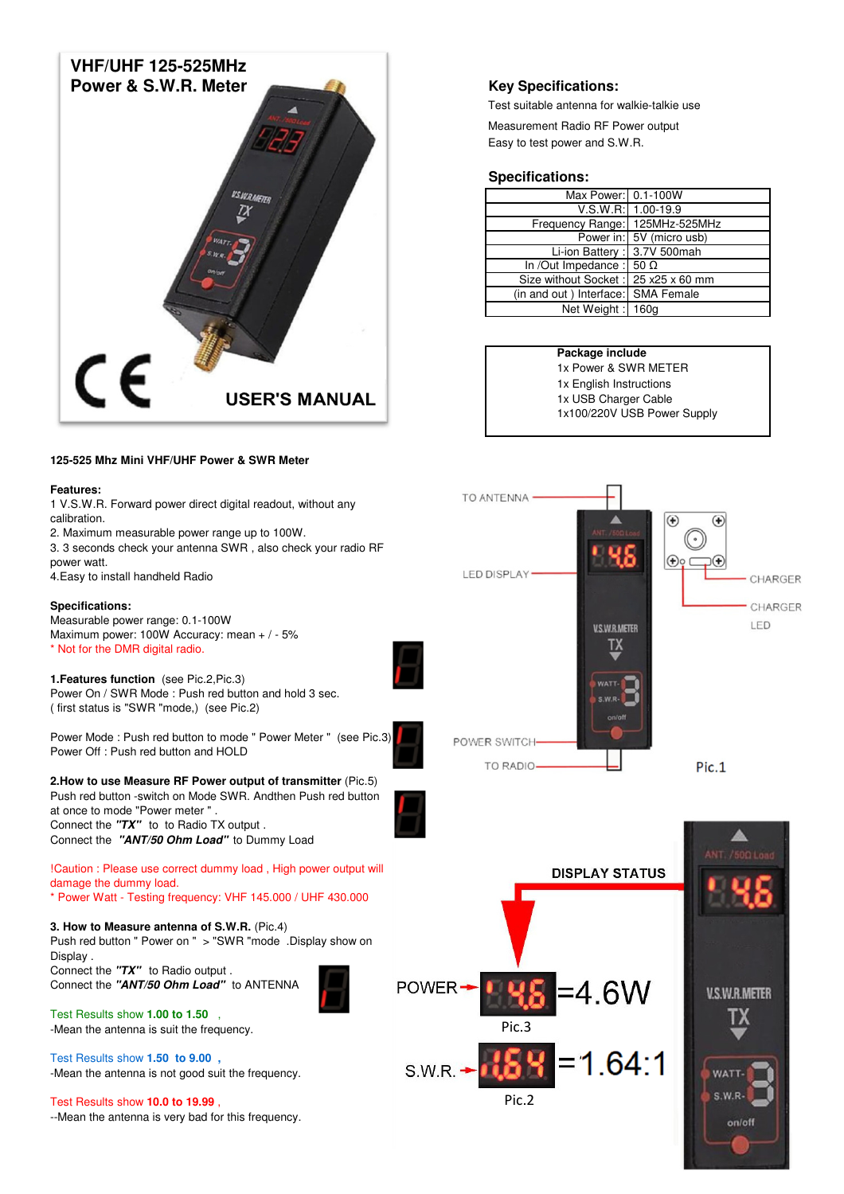# VHF/UHF 125-525MHz Power & S.W.R. Meter

USER'S MANUAL

## Key Specifications:

Test suitable antenna for walkie-talkie use

Measurement Radio RF Power output
Easy to test power and S.W.R.

## Specifications:

| | |
|---|---|
| Max Power: | 0.1-100W |
| V.S.W.R: | 1.00-19.9 |
| Frequency Range: | 125MHz-525MHz |
| Power in: | 5V (micro usb) |
| Li-ion Battery : | 3.7V 500mah |
| In /Out Impedance : | 50 Ω |
| Size without Socket : | 25 x25 x 60 mm |
| (in and out ) Interface: | SMA Female |
| Net Weight : | 160g |

**Package include**
1x Power & SWR METER
1x English Instructions
1x USB Charger Cable
1x100/220V USB Power Supply

**125-525 Mhz Mini VHF/UHF Power & SWR Meter**

**Features:**
1 V.S.W.R. Forward power direct digital readout, without any calibration.
2. Maximum measurable power range up to 100W.
3. 3 seconds check your antenna SWR , also check your radio RF power watt.
4.Easy to install handheld Radio

**Specifications:**
Measurable power range: 0.1-100W
Maximum power: 100W Accuracy: mean + / - 5%
* Not for the DMR digital radio.

**1.Features function** (see Pic.2,Pic.3)
Power On / SWR Mode : Push red button and hold 3 sec.
( first status is "SWR "mode,) (see Pic.2)

Power Mode : Push red button to mode " Power Meter " (see Pic.3)
Power Off : Push red button and HOLD

**2.How to use Measure RF Power output of transmitter** (Pic.5)
Push red button -switch on Mode SWR. Andthen Push red button at once to mode "Power meter " .
Connect the ***"TX"*** to to Radio TX output .
Connect the ***"ANT/50 Ohm Load"*** to Dummy Load

!Caution : Please use correct dummy load , High power output will damage the dummy load.
* Power Watt - Testing frequency: VHF 145.000 / UHF 430.000

**3. How to Measure antenna of S.W.R.** (Pic.4)
Push red button " Power on " > "SWR "mode .Display show on Display .
Connect the ***"TX"*** to Radio output .
Connect the ***"ANT/50 Ohm Load"*** to ANTENNA

Test Results show **1.00 to 1.50** ,
-Mean the antenna is suit the frequency.

Test Results show **1.50 to 9.00** ,
-Mean the antenna is not good suit the frequency.

Test Results show **10.0 to 19.99** ,
--Mean the antenna is very bad for this frequency.

TO ANTENNA
LED DISPLAY
CHARGER
CHARGER LED
POWER SWITCH
TO RADIO
Pic.1

DISPLAY STATUS
POWER 4.6 =4.6W
Pic.3
S.W.R. 1.64 =1.64:1
Pic.2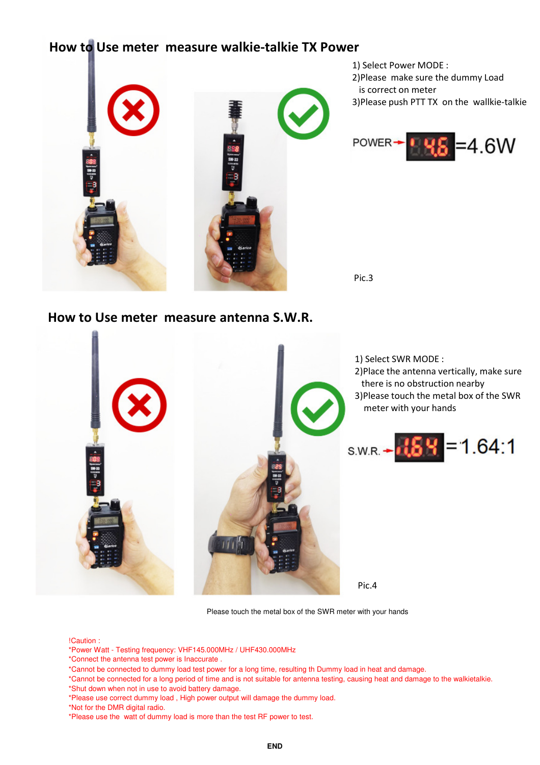## How to Use meter measure walkie-talkie TX Power

1) Select Power MODE :
2)Please make sure the dummy Load is correct on meter
3)Please push PTT TX on the wallkie-talkie

POWER → 4.6 =4.6W

Pic.3

## How to Use meter measure antenna S.W.R.

1) Select SWR MODE :
2)Place the antenna vertically, make sure there is no obstruction nearby
3)Please touch the metal box of the SWR meter with your hands

S.W.R. → 1.64 =1.64:1

Pic.4

Please touch the metal box of the SWR meter with your hands

!Caution :
*Power Watt - Testing frequency: VHF145.000MHz / UHF430.000MHz
*Connect the antenna test power is Inaccurate .
*Cannot be connected to dummy load test power for a long time, resulting th Dummy load in heat and damage.
*Cannot be connected for a long period of time and is not suitable for antenna testing, causing heat and damage to the walkietalkie.
*Shut down when not in use to avoid battery damage.
*Please use correct dummy load , High power output will damage the dummy load.
*Not for the DMR digital radio.
*Please use the watt of dummy load is more than the test RF power to test.

**END**